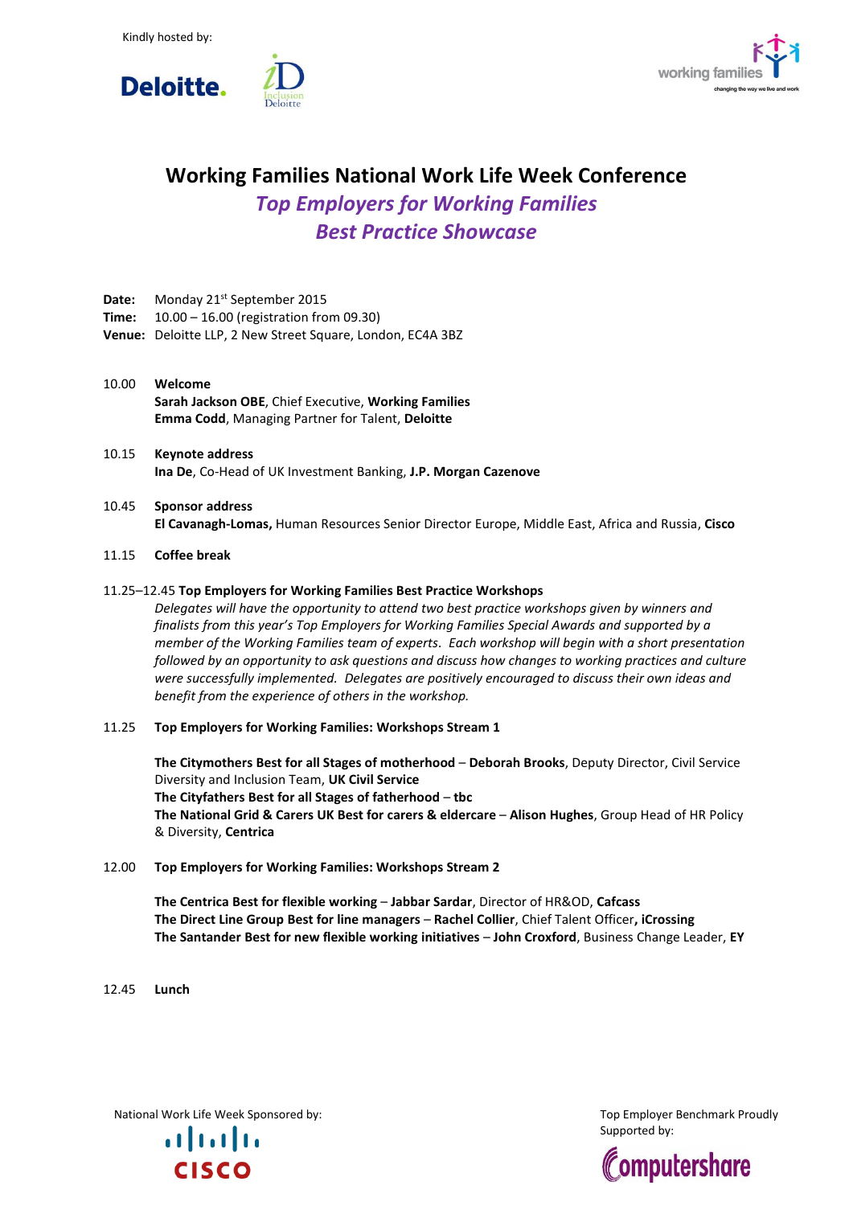Kindly hosted by:

# Working Families National Work Life Week Conference

## *Top Employers for Working Families*

## *Best Practice Showcase*

**Date:** Monday 21st September 2015
**Time:** 10.00 – 16.00 (registration from 09.30)
**Venue:** Deloitte LLP, 2 New Street Square, London, EC4A 3BZ

10.00 **Welcome**
**Sarah Jackson OBE**, Chief Executive, **Working Families**
**Emma Codd**, Managing Partner for Talent, **Deloitte**

10.15 **Keynote address**
**Ina De**, Co-Head of UK Investment Banking, **J.P. Morgan Cazenove**

10.45 **Sponsor address**
**El Cavanagh-Lomas,** Human Resources Senior Director Europe, Middle East, Africa and Russia, **Cisco**

11.15 **Coffee break**

11.25–12.45 **Top Employers for Working Families Best Practice Workshops**
*Delegates will have the opportunity to attend two best practice workshops given by winners and finalists from this year's Top Employers for Working Families Special Awards and supported by a member of the Working Families team of experts. Each workshop will begin with a short presentation followed by an opportunity to ask questions and discuss how changes to working practices and culture were successfully implemented. Delegates are positively encouraged to discuss their own ideas and benefit from the experience of others in the workshop.*

11.25 **Top Employers for Working Families: Workshops Stream 1**

**The Citymothers Best for all Stages of motherhood** – **Deborah Brooks**, Deputy Director, Civil Service Diversity and Inclusion Team, **UK Civil Service**
**The Cityfathers Best for all Stages of fatherhood** – **tbc**
**The National Grid & Carers UK Best for carers & eldercare** – **Alison Hughes**, Group Head of HR Policy & Diversity, **Centrica**

12.00 **Top Employers for Working Families: Workshops Stream 2**

**The Centrica Best for flexible working** – **Jabbar Sardar**, Director of HR&OD, **Cafcass**
**The Direct Line Group Best for line managers** – **Rachel Collier**, Chief Talent Officer**, iCrossing**
**The Santander Best for new flexible working initiatives** – **John Croxford**, Business Change Leader, **EY**

12.45 **Lunch**

National Work Life Week Sponsored by:

Top Employer Benchmark Proudly Supported by: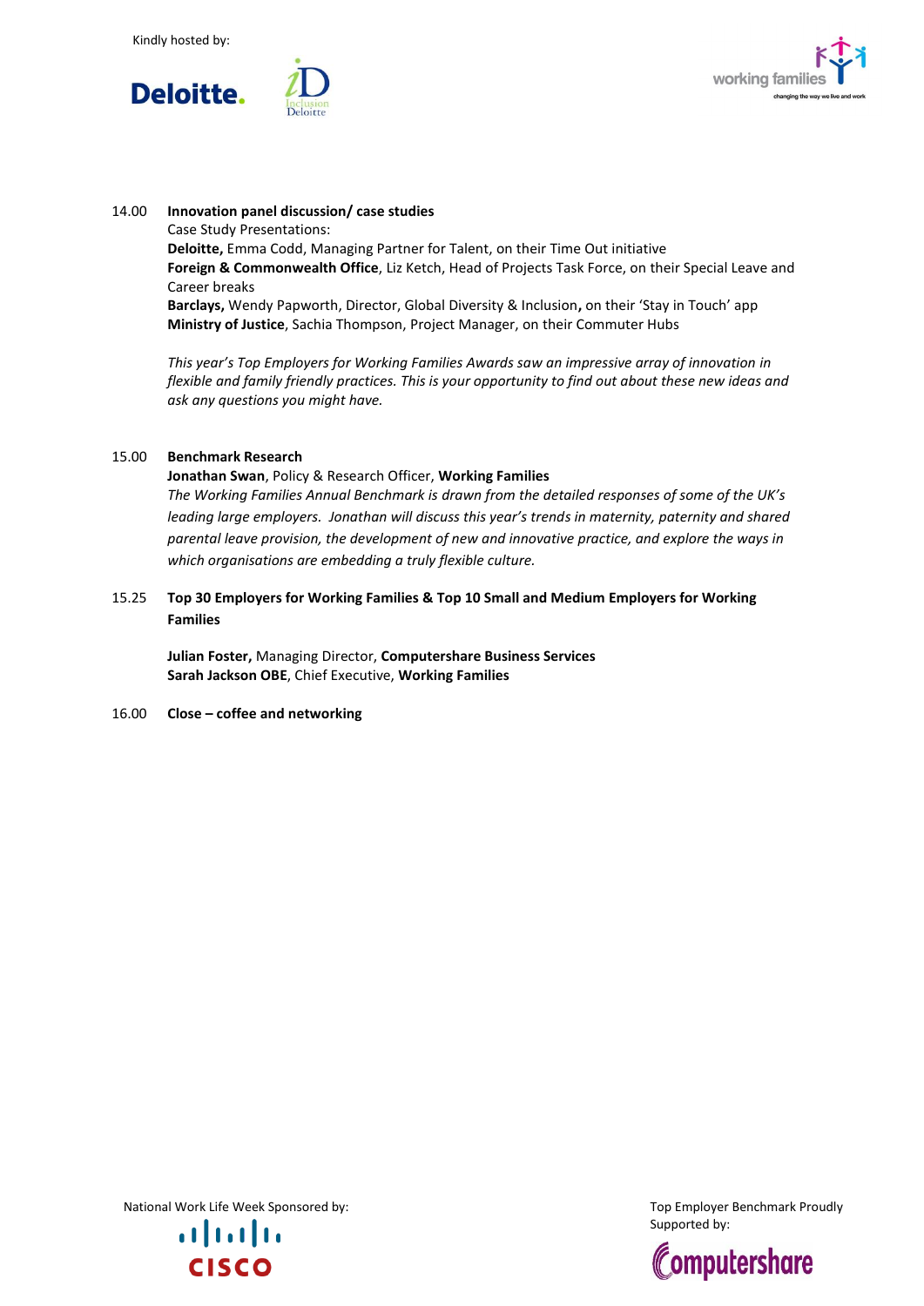Kindly hosted by:

Deloitte. iD Inclusion Deloitte

working families — changing the way we live and work

14.00 **Innovation panel discussion/ case studies**

Case Study Presentations:

**Deloitte,** Emma Codd, Managing Partner for Talent, on their Time Out initiative

**Foreign & Commonwealth Office**, Liz Ketch, Head of Projects Task Force, on their Special Leave and Career breaks

**Barclays,** Wendy Papworth, Director, Global Diversity & Inclusion**,** on their 'Stay in Touch' app

**Ministry of Justice**, Sachia Thompson, Project Manager, on their Commuter Hubs

*This year's Top Employers for Working Families Awards saw an impressive array of innovation in flexible and family friendly practices. This is your opportunity to find out about these new ideas and ask any questions you might have.*

15.00 **Benchmark Research**

**Jonathan Swan**, Policy & Research Officer, **Working Families**

*The Working Families Annual Benchmark is drawn from the detailed responses of some of the UK's leading large employers. Jonathan will discuss this year's trends in maternity, paternity and shared parental leave provision, the development of new and innovative practice, and explore the ways in which organisations are embedding a truly flexible culture.*

15.25 **Top 30 Employers for Working Families & Top 10 Small and Medium Employers for Working Families**

**Julian Foster,** Managing Director, **Computershare Business Services**

**Sarah Jackson OBE**, Chief Executive, **Working Families**

16.00 **Close – coffee and networking**

National Work Life Week Sponsored by:

CISCO

Top Employer Benchmark Proudly Supported by:

Computershare